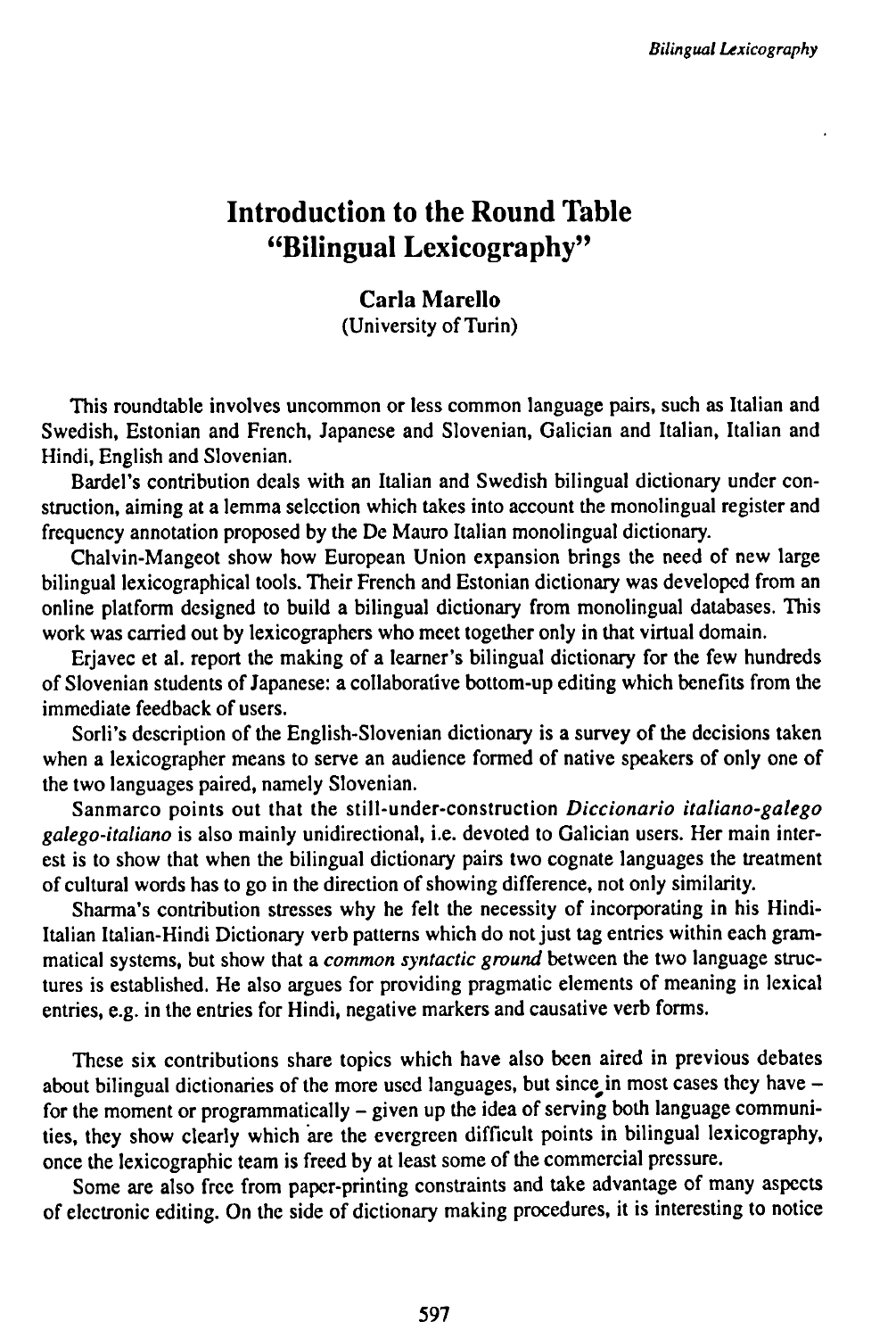# Introduction to the Round Table "Bilingual Lexicography"

**Carla Marello**
(University of Turin)

This roundtable involves uncommon or less common language pairs, such as Italian and Swedish, Estonian and French, Japanese and Slovenian, Galician and Italian, Italian and Hindi, English and Slovenian.

Bardel's contribution deals with an Italian and Swedish bilingual dictionary under construction, aiming at a lemma selection which takes into account the monolingual register and frequency annotation proposed by the De Mauro Italian monolingual dictionary.

Chalvin-Mangeot show how European Union expansion brings the need of new large bilingual lexicographical tools. Their French and Estonian dictionary was developed from an online platform designed to build a bilingual dictionary from monolingual databases. This work was carried out by lexicographers who meet together only in that virtual domain.

Erjavec et al. report the making of a learner's bilingual dictionary for the few hundreds of Slovenian students of Japanese: a collaborative bottom-up editing which benefits from the immediate feedback of users.

Sorli's description of the English-Slovenian dictionary is a survey of the decisions taken when a lexicographer means to serve an audience formed of native speakers of only one of the two languages paired, namely Slovenian.

Sanmarco points out that the still-under-construction *Diccionario italiano-galego galego-italiano* is also mainly unidirectional, i.e. devoted to Galician users. Her main interest is to show that when the bilingual dictionary pairs two cognate languages the treatment of cultural words has to go in the direction of showing difference, not only similarity.

Sharma's contribution stresses why he felt the necessity of incorporating in his Hindi-Italian Italian-Hindi Dictionary verb patterns which do not just tag entries within each grammatical systems, but show that a *common syntactic ground* between the two language structures is established. He also argues for providing pragmatic elements of meaning in lexical entries, e.g. in the entries for Hindi, negative markers and causative verb forms.

These six contributions share topics which have also been aired in previous debates about bilingual dictionaries of the more used languages, but since in most cases they have – for the moment or programmatically – given up the idea of serving both language communities, they show clearly which are the evergreen difficult points in bilingual lexicography, once the lexicographic team is freed by at least some of the commercial pressure.

Some are also free from paper-printing constraints and take advantage of many aspects of electronic editing. On the side of dictionary making procedures, it is interesting to notice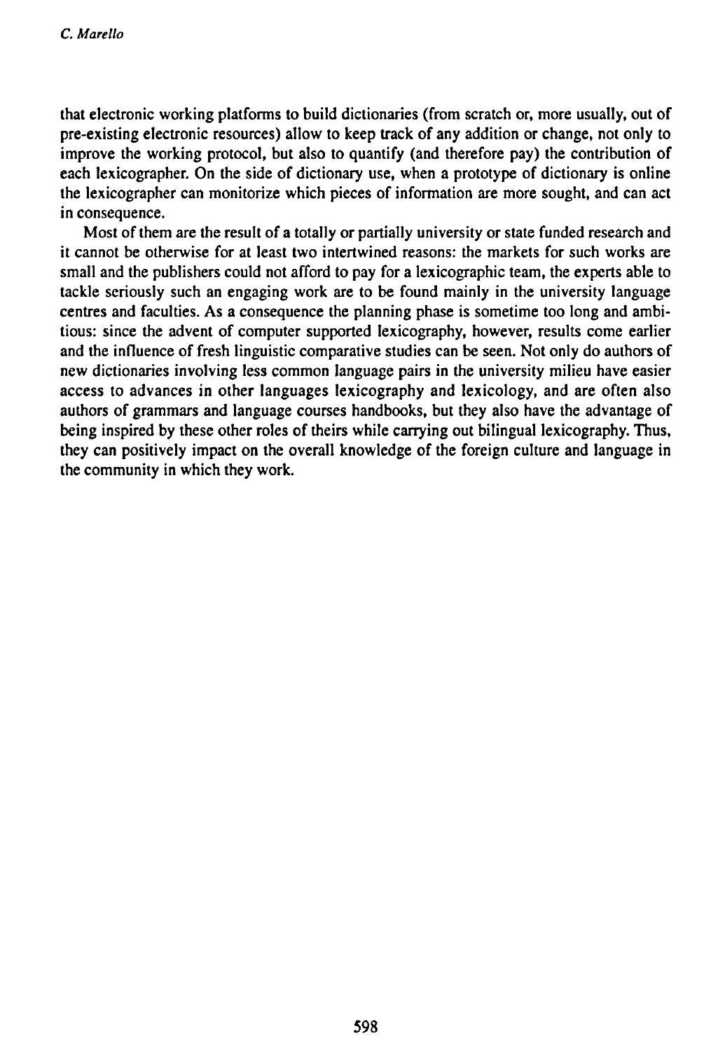that electronic working platforms to build dictionaries (from scratch or, more usually, out of pre-existing electronic resources) allow to keep track of any addition or change, not only to improve the working protocol, but also to quantify (and therefore pay) the contribution of each lexicographer. On the side of dictionary use, when a prototype of dictionary is online the lexicographer can monitorize which pieces of information are more sought, and can act in consequence.

Most of them are the result of a totally or partially university or state funded research and it cannot be otherwise for at least two intertwined reasons: the markets for such works are small and the publishers could not afford to pay for a lexicographic team, the experts able to tackle seriously such an engaging work are to be found mainly in the university language centres and faculties. As a consequence the planning phase is sometime too long and ambitious: since the advent of computer supported lexicography, however, results come earlier and the influence of fresh linguistic comparative studies can be seen. Not only do authors of new dictionaries involving less common language pairs in the university milieu have easier access to advances in other languages lexicography and lexicology, and are often also authors of grammars and language courses handbooks, but they also have the advantage of being inspired by these other roles of theirs while carrying out bilingual lexicography. Thus, they can positively impact on the overall knowledge of the foreign culture and language in the community in which they work.